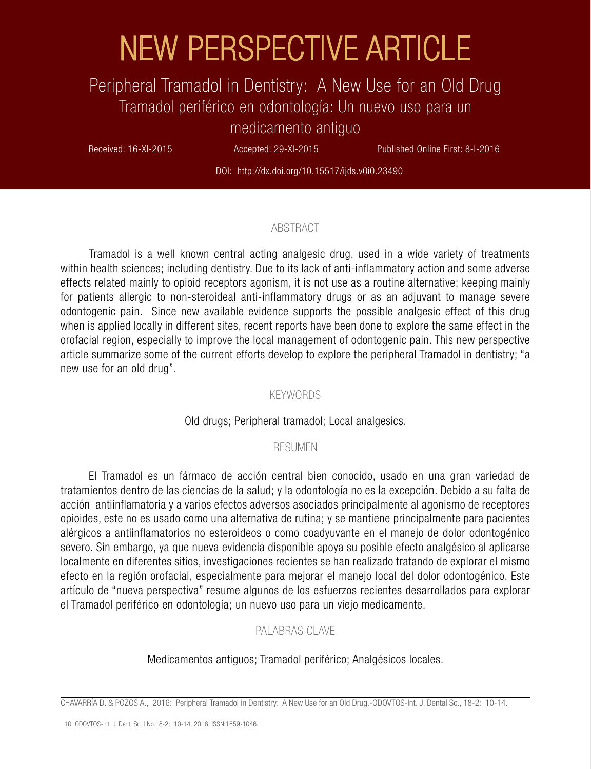# NEW PERSPECTIVE ARTICLE

## Peripheral Tramadol in Dentistry: A New Use for an Old Drug

## Tramadol periférico en odontología: Un nuevo uso para un medicamento antiguo

Received: 16-XI-2015 Accepted: 29-XI-2015 Published Online First: 8-I-2016

DOI: http://dx.doi.org/10.15517/ijds.v0i0.23490

### ABSTRACT

Tramadol is a well known central acting analgesic drug, used in a wide variety of treatments within health sciences; including dentistry. Due to its lack of anti-inflammatory action and some adverse effects related mainly to opioid receptors agonism, it is not use as a routine alternative; keeping mainly for patients allergic to non-steroideal anti-inflammatory drugs or as an adjuvant to manage severe odontogenic pain. Since new available evidence supports the possible analgesic effect of this drug when is applied locally in different sites, recent reports have been done to explore the same effect in the orofacial region, especially to improve the local management of odontogenic pain. This new perspective article summarize some of the current efforts develop to explore the peripheral Tramadol in dentistry; "a new use for an old drug".

### KEYWORDS

Old drugs; Peripheral tramadol; Local analgesics.

### RESUMEN

El Tramadol es un fármaco de acción central bien conocido, usado en una gran variedad de tratamientos dentro de las ciencias de la salud; y la odontología no es la excepción. Debido a su falta de acción antiinflamatoria y a varios efectos adversos asociados principalmente al agonismo de receptores opioides, este no es usado como una alternativa de rutina; y se mantiene principalmente para pacientes alérgicos a antiinflamatorios no esteroideos o como coadyuvante en el manejo de dolor odontogénico severo. Sin embargo, ya que nueva evidencia disponible apoya su posible efecto analgésico al aplicarse localmente en diferentes sitios, investigaciones recientes se han realizado tratando de explorar el mismo efecto en la región orofacial, especialmente para mejorar el manejo local del dolor odontogénico. Este artículo de "nueva perspectiva" resume algunos de los esfuerzos recientes desarrollados para explorar el Tramadol periférico en odontología; un nuevo uso para un viejo medicamente.

### PALABRAS CLAVE

Medicamentos antiguos; Tramadol periférico; Analgésicos locales.

CHAVARRÍA D. & POZOS A., 2016: Peripheral Tramadol in Dentistry: A New Use for an Old Drug.-ODOVTOS-Int. J. Dental Sc., 18-2: 10-14.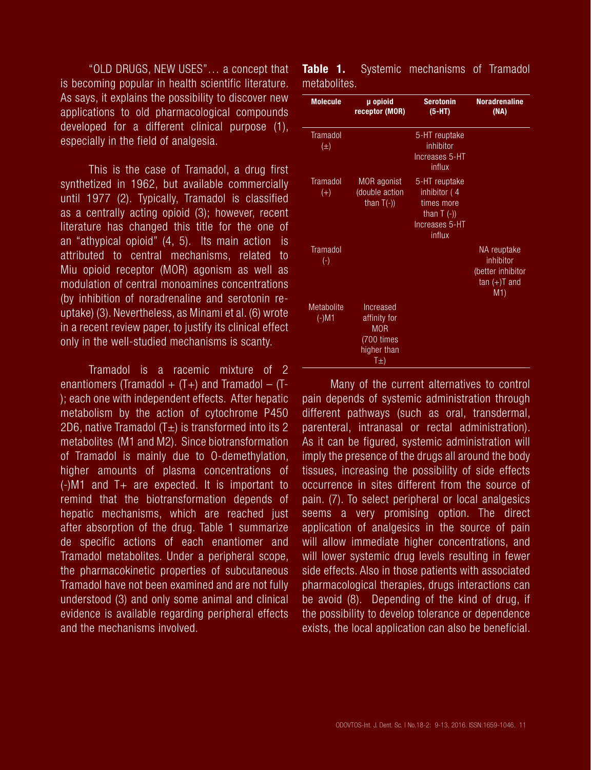"OLD DRUGS, NEW USES"… a concept that is becoming popular in health scientific literature. As says, it explains the possibility to discover new applications to old pharmacological compounds developed for a different clinical purpose (1), especially in the field of analgesia.

This is the case of Tramadol, a drug first synthetized in 1962, but available commercially until 1977 (2). Typically, Tramadol is classified as a centrally acting opioid (3); however, recent literature has changed this title for the one of an "athypical opioid" (4, 5). Its main action is attributed to central mechanisms, related to Miu opioid receptor (MOR) agonism as well as modulation of central monoamines concentrations (by inhibition of noradrenaline and serotonin re-uptake) (3). Nevertheless, as Minami et al. (6) wrote in a recent review paper, to justify its clinical effect only in the well-studied mechanisms is scanty.

Tramadol is a racemic mixture of 2 enantiomers (Tramadol + (T+) and Tramadol – (T-); each one with independent effects. After hepatic metabolism by the action of cytochrome P450 2D6, native Tramadol (T±) is transformed into its 2 metabolites (M1 and M2). Since biotransformation of Tramadol is mainly due to O-demethylation, higher amounts of plasma concentrations of (-)M1 and T+ are expected. It is important to remind that the biotransformation depends of hepatic mechanisms, which are reached just after absorption of the drug. Table 1 summarize de specific actions of each enantiomer and Tramadol metabolites. Under a peripheral scope, the pharmacokinetic properties of subcutaneous Tramadol have not been examined and are not fully understood (3) and only some animal and clinical evidence is available regarding peripheral effects and the mechanisms involved.

**Table 1.** Systemic mechanisms of Tramadol metabolites.

| Molecule | µ opioid receptor (MOR) | Serotonin (5-HT) | Noradrenaline (NA) |
|---|---|---|---|
| Tramadol (±) | | 5-HT reuptake inhibitor Increases 5-HT influx | |
| Tramadol (+) | MOR agonist (double action than T(-)) | 5-HT reuptake inhibitor ( 4 times more than T (-)) Increases 5-HT influx | |
| Tramadol (-) | | | NA reuptake inhibitor (better inhibitor tan (+)T and M1) |
| Metabolite (-)M1 | Increased affinity for MOR (700 times higher than T±) | | |

Many of the current alternatives to control pain depends of systemic administration through different pathways (such as oral, transdermal, parenteral, intranasal or rectal administration). As it can be figured, systemic administration will imply the presence of the drugs all around the body tissues, increasing the possibility of side effects occurrence in sites different from the source of pain. (7). To select peripheral or local analgesics seems a very promising option. The direct application of analgesics in the source of pain will allow immediate higher concentrations, and will lower systemic drug levels resulting in fewer side effects. Also in those patients with associated pharmacological therapies, drugs interactions can be avoid (8). Depending of the kind of drug, if the possibility to develop tolerance or dependence exists, the local application can also be beneficial.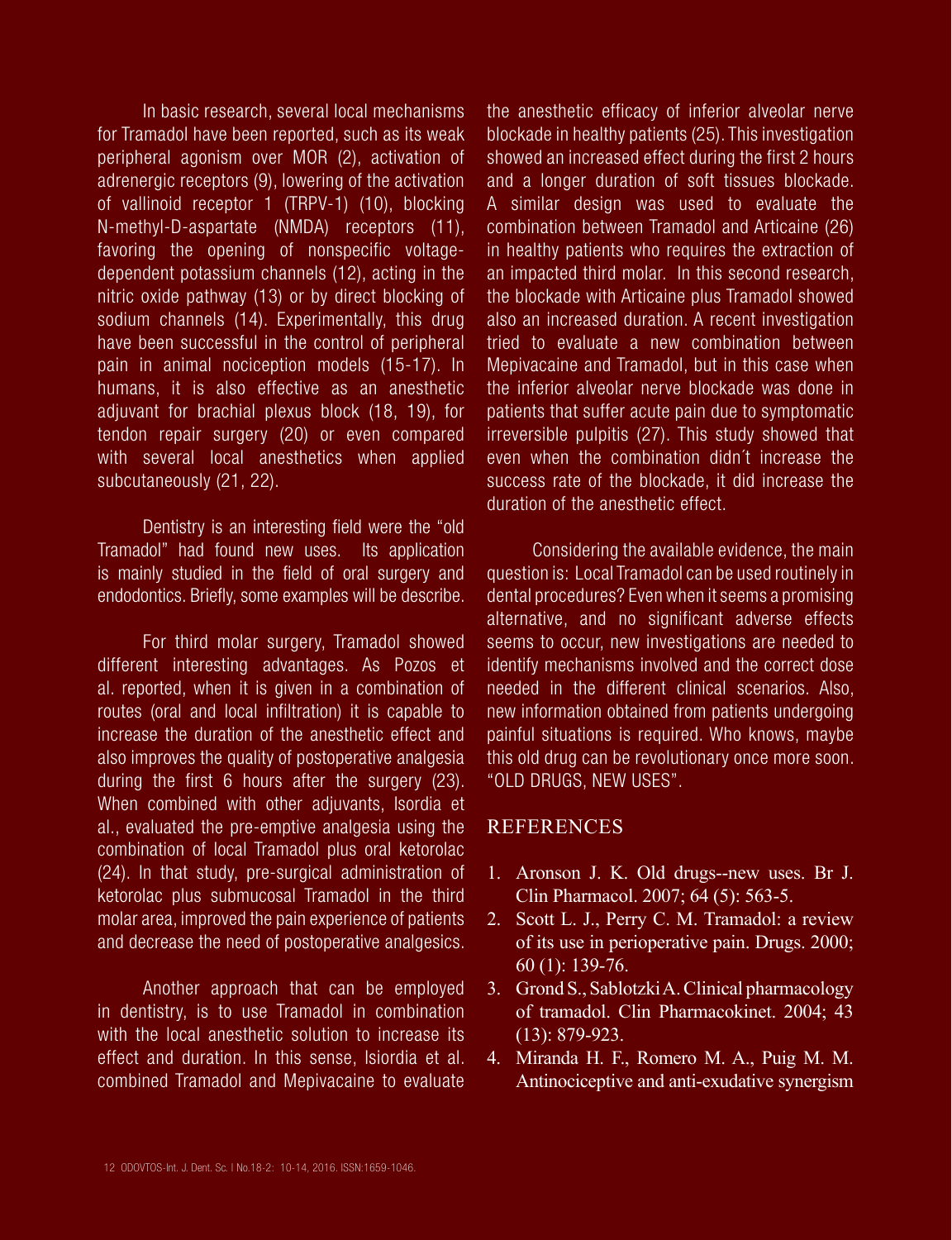In basic research, several local mechanisms for Tramadol have been reported, such as its weak peripheral agonism over MOR (2), activation of adrenergic receptors (9), lowering of the activation of vallinoid receptor 1 (TRPV-1) (10), blocking N-methyl-D-aspartate (NMDA) receptors (11), favoring the opening of nonspecific voltage-dependent potassium channels (12), acting in the nitric oxide pathway (13) or by direct blocking of sodium channels (14). Experimentally, this drug have been successful in the control of peripheral pain in animal nociception models (15-17). In humans, it is also effective as an anesthetic adjuvant for brachial plexus block (18, 19), for tendon repair surgery (20) or even compared with several local anesthetics when applied subcutaneously (21, 22).

Dentistry is an interesting field were the "old Tramadol" had found new uses. Its application is mainly studied in the field of oral surgery and endodontics. Briefly, some examples will be describe.

For third molar surgery, Tramadol showed different interesting advantages. As Pozos et al. reported, when it is given in a combination of routes (oral and local infiltration) it is capable to increase the duration of the anesthetic effect and also improves the quality of postoperative analgesia during the first 6 hours after the surgery (23). When combined with other adjuvants, Isordia et al., evaluated the pre-emptive analgesia using the combination of local Tramadol plus oral ketorolac (24). In that study, pre-surgical administration of ketorolac plus submucosal Tramadol in the third molar area, improved the pain experience of patients and decrease the need of postoperative analgesics.

Another approach that can be employed in dentistry, is to use Tramadol in combination with the local anesthetic solution to increase its effect and duration. In this sense, Isiordia et al. combined Tramadol and Mepivacaine to evaluate the anesthetic efficacy of inferior alveolar nerve blockade in healthy patients (25). This investigation showed an increased effect during the first 2 hours and a longer duration of soft tissues blockade. A similar design was used to evaluate the combination between Tramadol and Articaine (26) in healthy patients who requires the extraction of an impacted third molar. In this second research, the blockade with Articaine plus Tramadol showed also an increased duration. A recent investigation tried to evaluate a new combination between Mepivacaine and Tramadol, but in this case when the inferior alveolar nerve blockade was done in patients that suffer acute pain due to symptomatic irreversible pulpitis (27). This study showed that even when the combination didn´t increase the success rate of the blockade, it did increase the duration of the anesthetic effect.

Considering the available evidence, the main question is: Local Tramadol can be used routinely in dental procedures? Even when it seems a promising alternative, and no significant adverse effects seems to occur, new investigations are needed to identify mechanisms involved and the correct dose needed in the different clinical scenarios. Also, new information obtained from patients undergoing painful situations is required. Who knows, maybe this old drug can be revolutionary once more soon. "OLD DRUGS, NEW USES".

## REFERENCES

1. Aronson J. K. Old drugs--new uses. Br J. Clin Pharmacol. 2007; 64 (5): 563-5.
2. Scott L. J., Perry C. M. Tramadol: a review of its use in perioperative pain. Drugs. 2000; 60 (1): 139-76.
3. Grond S., Sablotzki A. Clinical pharmacology of tramadol. Clin Pharmacokinet. 2004; 43 (13): 879-923.
4. Miranda H. F., Romero M. A., Puig M. M. Antinociceptive and anti-exudative synergism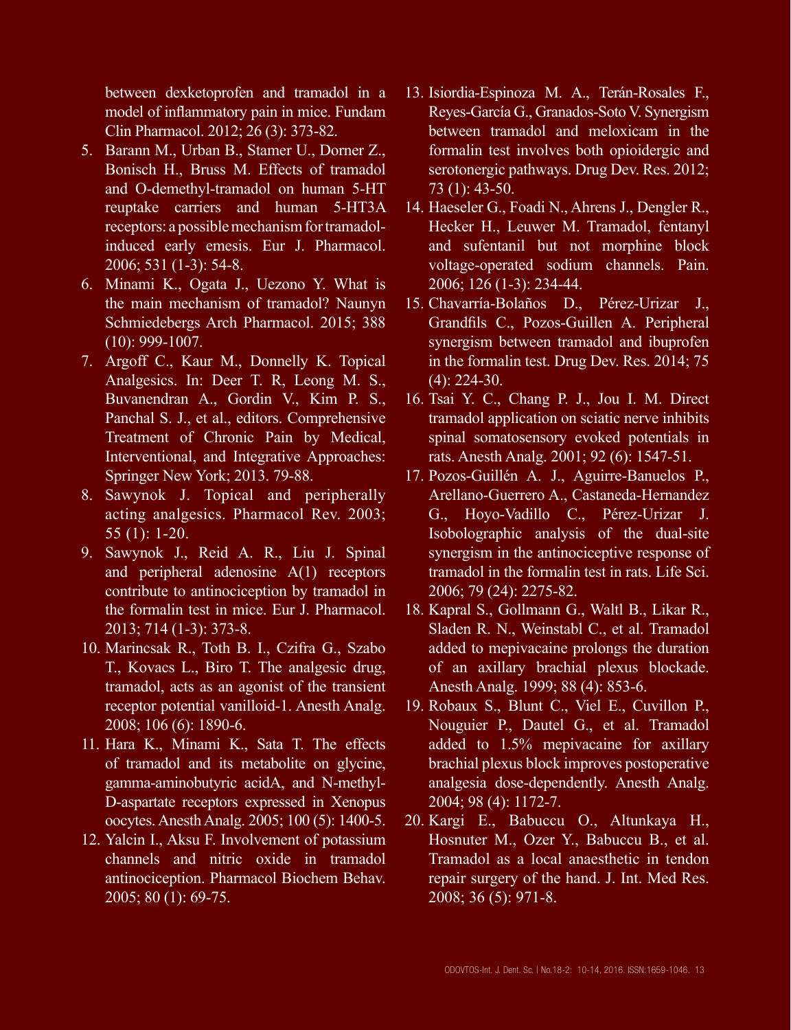between dexketoprofen and tramadol in a model of inflammatory pain in mice. Fundam Clin Pharmacol. 2012; 26 (3): 373-82.

5. Barann M., Urban B., Stamer U., Dorner Z., Bonisch H., Bruss M. Effects of tramadol and O-demethyl-tramadol on human 5-HT reuptake carriers and human 5-HT3A receptors: a possible mechanism for tramadol-induced early emesis. Eur J. Pharmacol. 2006; 531 (1-3): 54-8.
6. Minami K., Ogata J., Uezono Y. What is the main mechanism of tramadol? Naunyn Schmiedebergs Arch Pharmacol. 2015; 388 (10): 999-1007.
7. Argoff C., Kaur M., Donnelly K. Topical Analgesics. In: Deer T. R, Leong M. S., Buvanendran A., Gordin V., Kim P. S., Panchal S. J., et al., editors. Comprehensive Treatment of Chronic Pain by Medical, Interventional, and Integrative Approaches: Springer New York; 2013. 79-88.
8. Sawynok J. Topical and peripherally acting analgesics. Pharmacol Rev. 2003; 55 (1): 1-20.
9. Sawynok J., Reid A. R., Liu J. Spinal and peripheral adenosine A(1) receptors contribute to antinociception by tramadol in the formalin test in mice. Eur J. Pharmacol. 2013; 714 (1-3): 373-8.
10. Marincsak R., Toth B. I., Czifra G., Szabo T., Kovacs L., Biro T. The analgesic drug, tramadol, acts as an agonist of the transient receptor potential vanilloid-1. Anesth Analg. 2008; 106 (6): 1890-6.
11. Hara K., Minami K., Sata T. The effects of tramadol and its metabolite on glycine, gamma-aminobutyric acidA, and N-methyl-D-aspartate receptors expressed in Xenopus oocytes. Anesth Analg. 2005; 100 (5): 1400-5.
12. Yalcin I., Aksu F. Involvement of potassium channels and nitric oxide in tramadol antinociception. Pharmacol Biochem Behav. 2005; 80 (1): 69-75.
13. Isiordia-Espinoza M. A., Terán-Rosales F., Reyes-García G., Granados-Soto V. Synergism between tramadol and meloxicam in the formalin test involves both opioidergic and serotonergic pathways. Drug Dev. Res. 2012; 73 (1): 43-50.
14. Haeseler G., Foadi N., Ahrens J., Dengler R., Hecker H., Leuwer M. Tramadol, fentanyl and sufentanil but not morphine block voltage-operated sodium channels. Pain. 2006; 126 (1-3): 234-44.
15. Chavarría-Bolaños D., Pérez-Urizar J., Grandfils C., Pozos-Guillen A. Peripheral synergism between tramadol and ibuprofen in the formalin test. Drug Dev. Res. 2014; 75 (4): 224-30.
16. Tsai Y. C., Chang P. J., Jou I. M. Direct tramadol application on sciatic nerve inhibits spinal somatosensory evoked potentials in rats. Anesth Analg. 2001; 92 (6): 1547-51.
17. Pozos-Guillén A. J., Aguirre-Banuelos P., Arellano-Guerrero A., Castaneda-Hernandez G., Hoyo-Vadillo C., Pérez-Urizar J. Isobolographic analysis of the dual-site synergism in the antinociceptive response of tramadol in the formalin test in rats. Life Sci. 2006; 79 (24): 2275-82.
18. Kapral S., Gollmann G., Waltl B., Likar R., Sladen R. N., Weinstabl C., et al. Tramadol added to mepivacaine prolongs the duration of an axillary brachial plexus blockade. Anesth Analg. 1999; 88 (4): 853-6.
19. Robaux S., Blunt C., Viel E., Cuvillon P., Nouguier P., Dautel G., et al. Tramadol added to 1.5% mepivacaine for axillary brachial plexus block improves postoperative analgesia dose-dependently. Anesth Analg. 2004; 98 (4): 1172-7.
20. Kargi E., Babuccu O., Altunkaya H., Hosnuter M., Ozer Y., Babuccu B., et al. Tramadol as a local anaesthetic in tendon repair surgery of the hand. J. Int. Med Res. 2008; 36 (5): 971-8.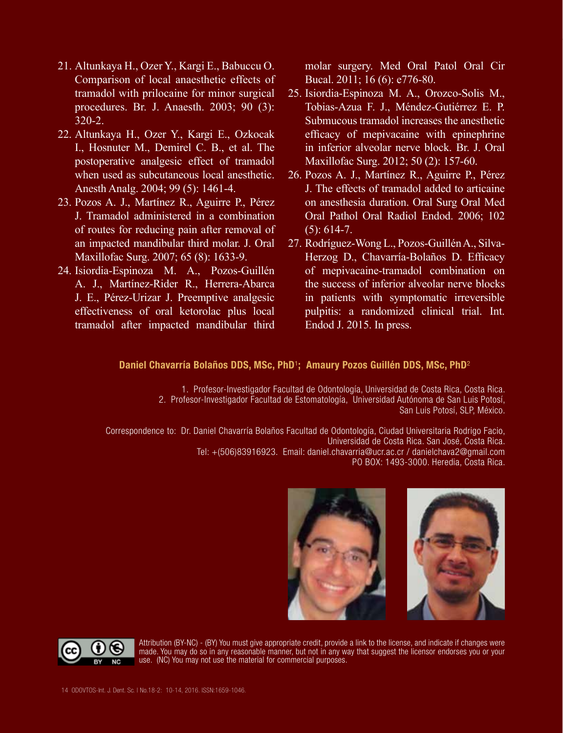21. Altunkaya H., Ozer Y., Kargi E., Babuccu O. Comparison of local anaesthetic effects of tramadol with prilocaine for minor surgical procedures. Br. J. Anaesth. 2003; 90 (3): 320-2.
22. Altunkaya H., Ozer Y., Kargi E., Ozkocak I., Hosnuter M., Demirel C. B., et al. The postoperative analgesic effect of tramadol when used as subcutaneous local anesthetic. Anesth Analg. 2004; 99 (5): 1461-4.
23. Pozos A. J., Martínez R., Aguirre P., Pérez J. Tramadol administered in a combination of routes for reducing pain after removal of an impacted mandibular third molar. J. Oral Maxillofac Surg. 2007; 65 (8): 1633-9.
24. Isiordia-Espinoza M. A., Pozos-Guillén A. J., Martínez-Rider R., Herrera-Abarca J. E., Pérez-Urizar J. Preemptive analgesic effectiveness of oral ketorolac plus local tramadol after impacted mandibular third molar surgery. Med Oral Patol Oral Cir Bucal. 2011; 16 (6): e776-80.
25. Isiordia-Espinoza M. A., Orozco-Solis M., Tobias-Azua F. J., Méndez-Gutiérrez E. P. Submucous tramadol increases the anesthetic efficacy of mepivacaine with epinephrine in inferior alveolar nerve block. Br. J. Oral Maxillofac Surg. 2012; 50 (2): 157-60.
26. Pozos A. J., Martínez R., Aguirre P., Pérez J. The effects of tramadol added to articaine on anesthesia duration. Oral Surg Oral Med Oral Pathol Oral Radiol Endod. 2006; 102 (5): 614-7.
27. Rodríguez-Wong L., Pozos-Guillén A., Silva-Herzog D., Chavarría-Bolaños D. Efficacy of mepivacaine-tramadol combination on the success of inferior alveolar nerve blocks in patients with symptomatic irreversible pulpitis: a randomized clinical trial. Int. Endod J. 2015. In press.

**Daniel Chavarría Bolaños DDS, MSc, PhD[1]; Amaury Pozos Guillén DDS, MSc, PhD[2]**

1. Profesor-Investigador Facultad de Odontología, Universidad de Costa Rica, Costa Rica.
2. Profesor-Investigador Facultad de Estomatología, Universidad Autónoma de San Luis Potosí, San Luis Potosí, SLP, México.

Correspondence to: Dr. Daniel Chavarría Bolaños Facultad de Odontología, Ciudad Universitaria Rodrigo Facio, Universidad de Costa Rica. San José, Costa Rica.
Tel: +(506)83916923. Email: daniel.chavarria@ucr.ac.cr / danielchava2@gmail.com
PO BOX: 1493-3000. Heredia, Costa Rica.

Attribution (BY-NC) - (BY) You must give appropriate credit, provide a link to the license, and indicate if changes were made. You may do so in any reasonable manner, but not in any way that suggest the licensor endorses you or your use. (NC) You may not use the material for commercial purposes.